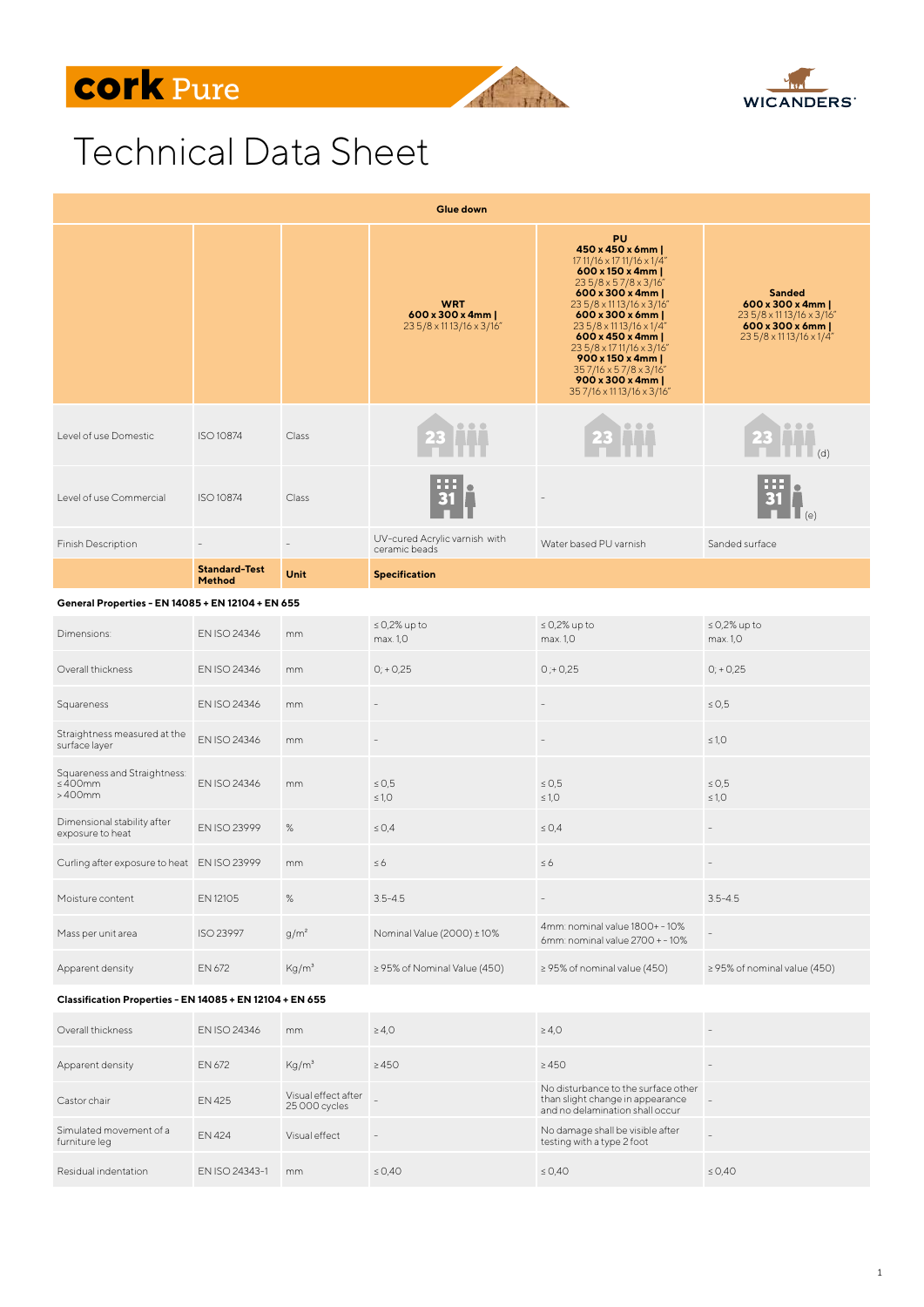# cork Pure

WICANDERS

# Technical Data Sheet

| Glue down | | | | | |
|---|---|---|---|---|---|
| | | | **WRT** **600 x 300 x 4mm \|** 23 5/8 x 11 13/16 x 3/16" | **PU** **450 x 450 x 6mm \|** 17 11/16 x 17 11/16 x 1/4" **600 x 150 x 4mm \|** 23 5/8 x 5 7/8 x 3/16" **600 x 300 x 4mm \|** 23 5/8 x 11 13/16 x 3/16" **600 x 300 x 6mm \|** 23 5/8 x 11 13/16 x 1/4" **600 x 450 x 4mm \|** 23 5/8 x 17 11/16 x 3/16" **900 x 150 x 4mm \|** 35 7/16 x 5 7/8 x 3/16" **900 x 300 x 4mm \|** 35 7/16 x 11 13/16 x 3/16" | **Sanded** **600 x 300 x 4mm \|** 23 5/8 x 11 13/16 x 3/16" **600 x 300 x 6mm \|** 23 5/8 x 11 13/16 x 1/4" |
| Level of use Domestic | ISO 10874 | Class | 23 | 23 | 23 (d) |
| Level of use Commercial | ISO 10874 | Class | 31 | - | 31 (e) |
| Finish Description | - | - | UV-cured Acrylic varnish with ceramic beads | Water based PU varnish | Sanded surface |
| | **Standard-Test Method** | **Unit** | **Specification** | | |
| **General Properties - EN 14085 + EN 12104 + EN 655** | | | | | |
| Dimensions: | EN ISO 24346 | mm | ≤ 0,2% up to max. 1,0 | ≤ 0,2% up to max. 1,0 | ≤ 0,2% up to max. 1,0 |
| Overall thickness | EN ISO 24346 | mm | 0; + 0,25 | 0 ;+ 0,25 | 0; + 0,25 |
| Squareness | EN ISO 24346 | mm | - | - | ≤ 0,5 |
| Straightness measured at the surface layer | EN ISO 24346 | mm | - | - | ≤ 1,0 |
| Squareness and Straightness: ≤ 400mm > 400mm | EN ISO 24346 | mm | ≤ 0,5 ≤ 1,0 | ≤ 0,5 ≤ 1,0 | ≤ 0,5 ≤ 1,0 |
| Dimensional stability after exposure to heat | EN ISO 23999 | % | ≤ 0,4 | ≤ 0,4 | - |
| Curling after exposure to heat | EN ISO 23999 | mm | ≤ 6 | ≤ 6 | - |
| Moisture content | EN 12105 | % | 3.5-4.5 | - | 3.5-4.5 |
| Mass per unit area | ISO 23997 | g/m² | Nominal Value (2000) ± 10% | 4mm: nominal value 1800+ - 10% 6mm: nominal value 2700 + - 10% | - |
| Apparent density | EN 672 | Kg/m³ | ≥ 95% of Nominal Value (450) | ≥ 95% of nominal value (450) | ≥ 95% of nominal value (450) |
| **Classification Properties - EN 14085 + EN 12104 + EN 655** | | | | | |
| Overall thickness | EN ISO 24346 | mm | ≥ 4,0 | ≥ 4,0 | - |
| Apparent density | EN 672 | Kg/m³ | ≥ 450 | ≥ 450 | - |
| Castor chair | EN 425 | Visual effect after 25 000 cycles | - | No disturbance to the surface other than slight change in appearance and no delamination shall occur | - |
| Simulated movement of a furniture leg | EN 424 | Visual effect | - | No damage shall be visible after testing with a type 2 foot | - |
| Residual indentation | EN ISO 24343-1 | mm | ≤ 0,40 | ≤ 0,40 | ≤ 0,40 |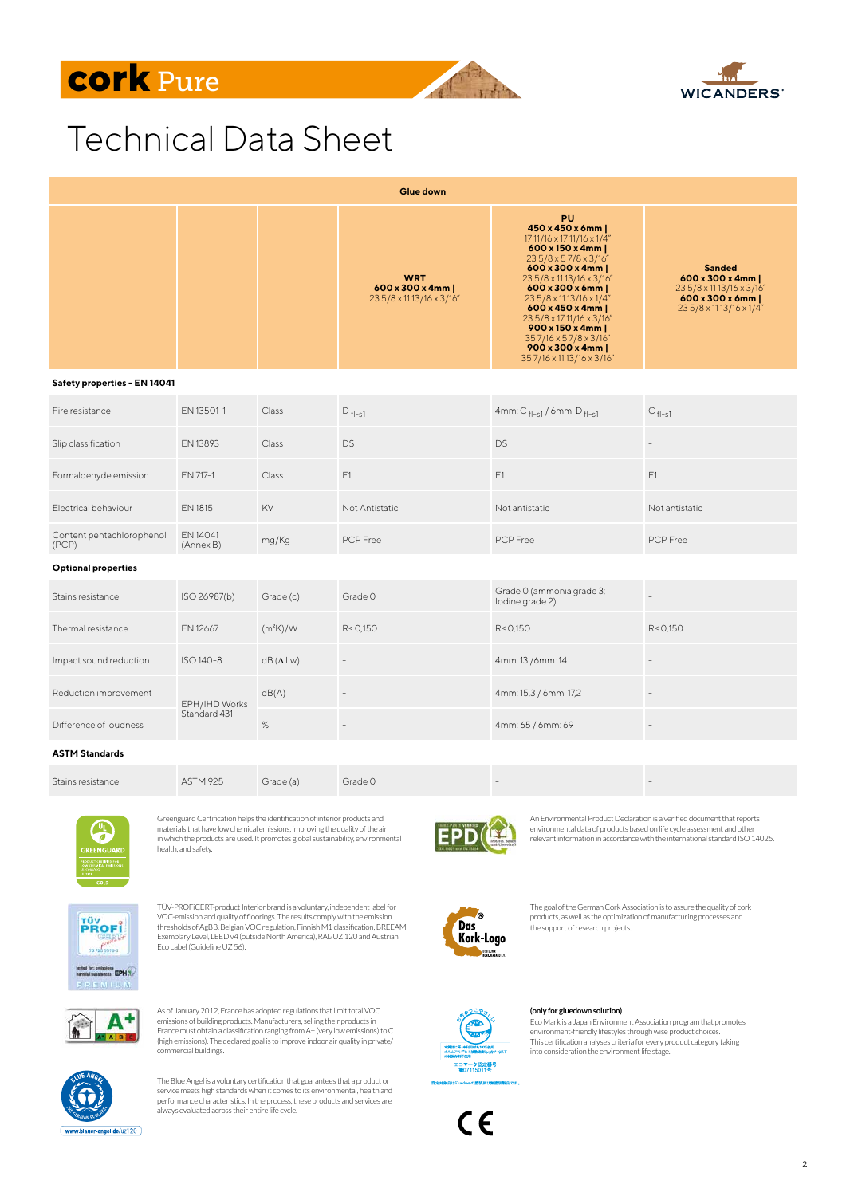# cork Pure

WICANDERS

# Technical Data Sheet

| | | | Glue down | | |
|---|---|---|---|---|---|
| | | | **WRT** **600 x 300 x 4mm \|** 23 5/8 x 11 13/16 x 3/16" | **PU** **450 x 450 x 6mm \|** 17 11/16 x 17 11/16 x 1/4" **600 x 150 x 4mm \|** 23 5/8 x 5 7/8 x 3/16" **600 x 300 x 4mm \|** 23 5/8 x 11 13/16 x 3/16" **600 x 300 x 6mm \|** 23 5/8 x 11 13/16 x 1/4" **600 x 450 x 4mm \|** 23 5/8 x 17 11/16 x 3/16" **900 x 150 x 4mm \|** 35 7/16 x 5 7/8 x 3/16" **900 x 300 x 4mm \|** 35 7/16 x 11 13/16 x 3/16" | **Sanded** **600 x 300 x 4mm \|** 23 5/8 x 11 13/16 x 3/16" **600 x 300 x 6mm \|** 23 5/8 x 11 13/16 x 1/4" |
| **Safety properties - EN 14041** | | | | | |
| Fire resistance | EN 13501-1 | Class | $D_{fl-s1}$ | 4mm: $C_{fl-s1}$ / 6mm: $D_{fl-s1}$ | $C_{fl-s1}$ |
| Slip classification | EN 13893 | Class | DS | DS | - |
| Formaldehyde emission | EN 717-1 | Class | E1 | E1 | E1 |
| Electrical behaviour | EN 1815 | KV | Not Antistatic | Not antistatic | Not antistatic |
| Content pentachlorophenol (PCP) | EN 14041 (Annex B) | mg/Kg | PCP Free | PCP Free | PCP Free |
| **Optional properties** | | | | | |
| Stains resistance | ISO 26987(b) | Grade (c) | Grade 0 | Grade 0 (ammonia grade 3; Iodine grade 2) | - |
| Thermal resistance | EN 12667 | $(m^2K)/W$ | R≤ 0,150 | R≤ 0,150 | R≤ 0,150 |
| Impact sound reduction | ISO 140-8 | dB (Δ Lw) | - | 4mm: 13 /6mm: 14 | - |
| Reduction improvement | EPH/IHD Works Standard 431 | dB(A) | - | 4mm: 15,3 / 6mm: 17,2 | - |
| Difference of loudness | EPH/IHD Works Standard 431 | % | - | 4mm: 65 / 6mm: 69 | - |
| **ASTM Standards** | | | | | |
| Stains resistance | ASTM 925 | Grade (a) | Grade 0 | - | - |

Greenguard Certification helps the identification of interior products and materials that have low chemical emissions, improving the quality of the air in which the products are used. It promotes global sustainability, environmental health, and safety.

An Environmental Product Declaration is a verified document that reports environmental data of products based on life cycle assessment and other relevant information in accordance with the international standard ISO 14025.

TÜV-PROFiCERT-product Interior brand is a voluntary, independent label for VOC-emission and quality of floorings. The results comply with the emission thresholds of AgBB, Belgian VOC regulation, Finnish M1 classification, BREEAM Exemplary Level, LEED v4 (outside North America), RAL-UZ 120 and Austrian Eco Label (Guideline UZ 56).

The goal of the German Cork Association is to assure the quality of cork products, as well as the optimization of manufacturing processes and the support of research projects.

As of January 2012, France has adopted regulations that limit total VOC emissions of building products. Manufacturers, selling their products in France must obtain a classification ranging from A+ (very low emissions) to C (high emissions). The declared goal is to improve indoor air quality in private/commercial buildings.

**(only for gluedown solution)**
Eco Mark is a Japan Environment Association program that promotes environment-friendly lifestyles through wise product choices. This certification analyses criteria for every product category taking into consideration the environment life stage.

The Blue Angel is a voluntary certification that guarantees that a product or service meets high standards when it comes to its environmental, health and performance characteristics. In the process, these products and services are always evaluated across their entire life cycle.

www.blauer-engel.de/uz120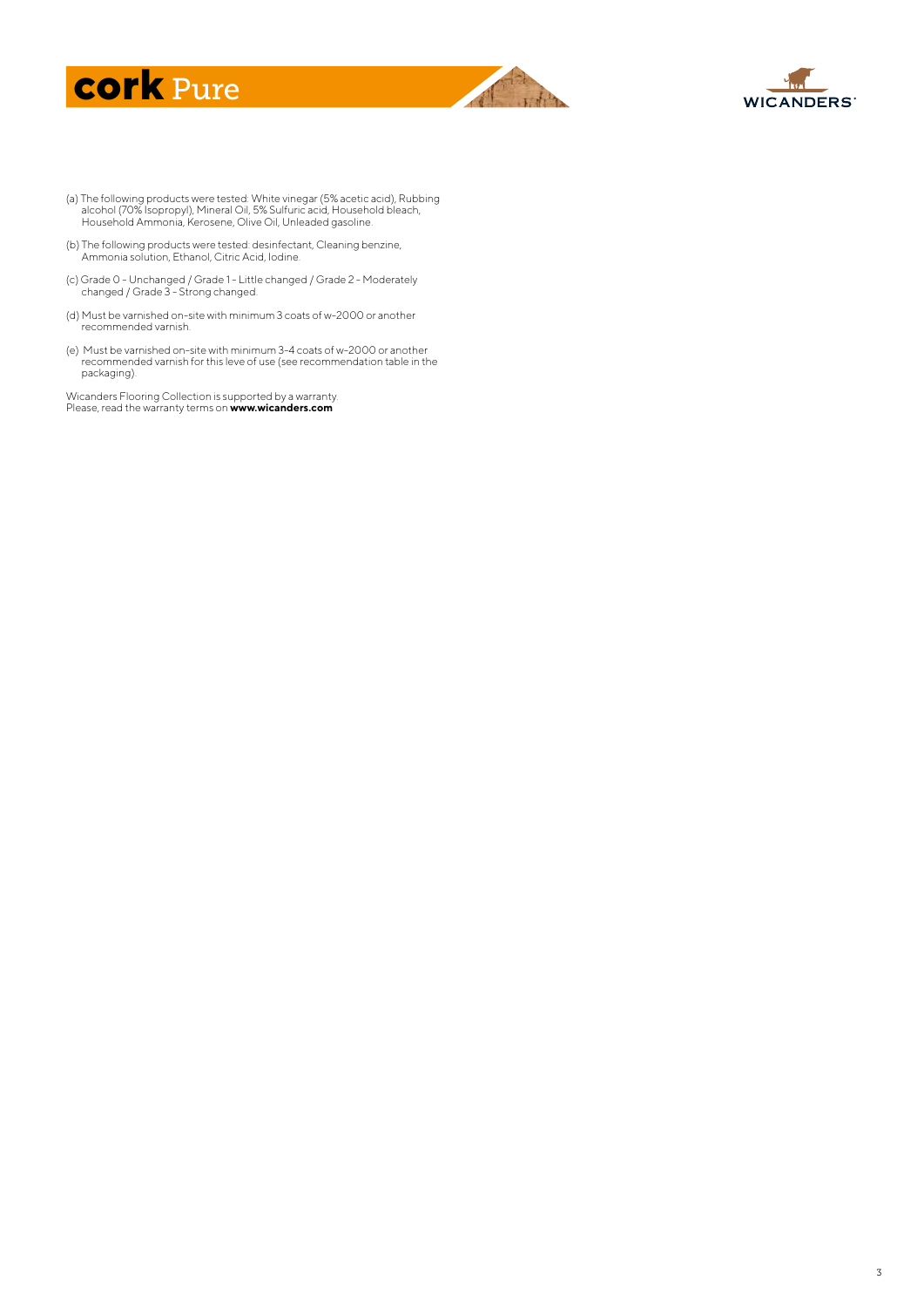(a) The following products were tested: White vinegar (5% acetic acid), Rubbing alcohol (70% Isopropyl), Mineral Oil, 5% Sulfuric acid, Household bleach, Household Ammonia, Kerosene, Olive Oil, Unleaded gasoline.

(b) The following products were tested: desinfectant, Cleaning benzine, Ammonia solution, Ethanol, Citric Acid, Iodine.

(c) Grade 0 - Unchanged / Grade 1 - Little changed / Grade 2 - Moderately changed / Grade 3 - Strong changed.

(d) Must be varnished on-site with minimum 3 coats of w-2000 or another recommended varnish.

(e) Must be varnished on-site with minimum 3-4 coats of w-2000 or another recommended varnish for this leve of use (see recommendation table in the packaging).

Wicanders Flooring Collection is supported by a warranty.
Please, read the warranty terms on **www.wicanders.com**